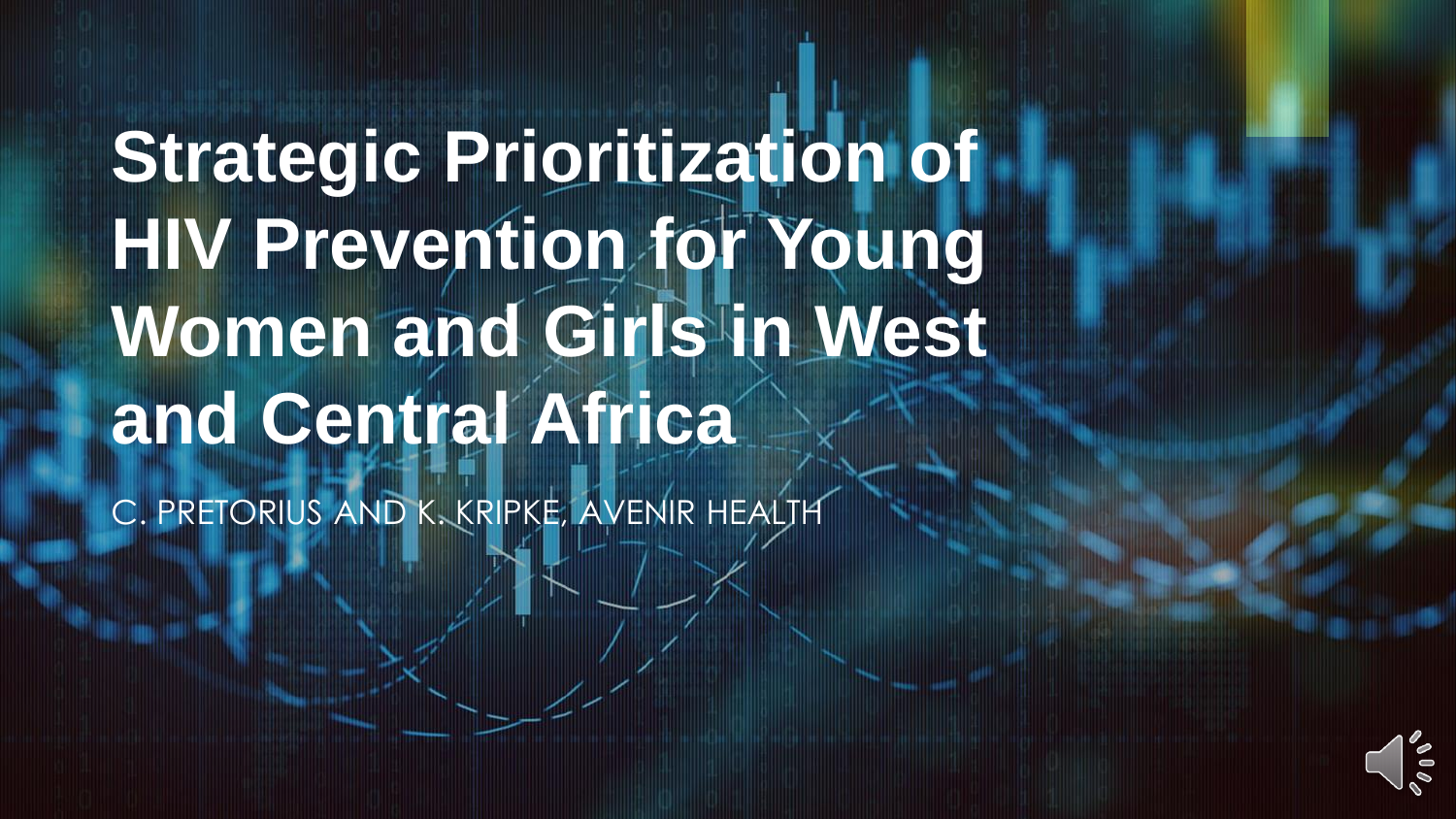# Strategic Prioritization of HIV Prevention for Young Women and Girls in West and Central Africa

C. PRETORIUS AND K. KRIPKE, AVENIR HEALTH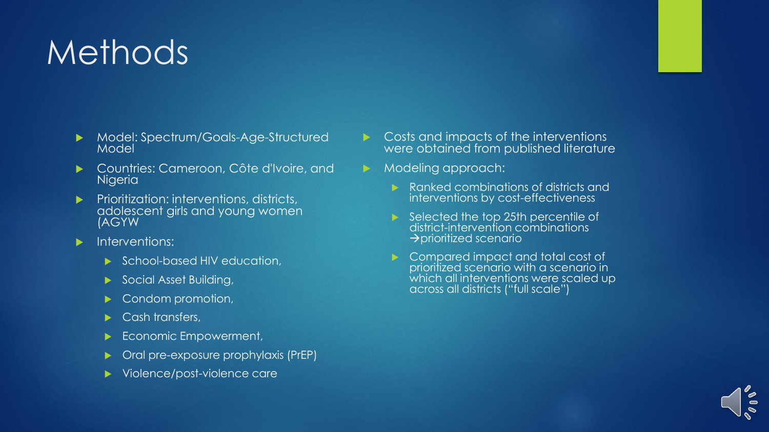# Methods

- Model: Spectrum/Goals-Age-Structured Model
- Countries: Cameroon, Côte d'Ivoire, and Nigeria
- Prioritization: interventions, districts, adolescent girls and young women (AGYW
- Interventions:
  - School-based HIV education,
  - Social Asset Building,
  - Condom promotion,
  - Cash transfers,
  - Economic Empowerment,
  - Oral pre-exposure prophylaxis (PrEP)
  - Violence/post-violence care
- Costs and impacts of the interventions were obtained from published literature
- Modeling approach:
  - Ranked combinations of districts and interventions by cost-effectiveness
  - Selected the top 25th percentile of district-intervention combinations →prioritized scenario
  - Compared impact and total cost of prioritized scenario with a scenario in which all interventions were scaled up across all districts ("full scale")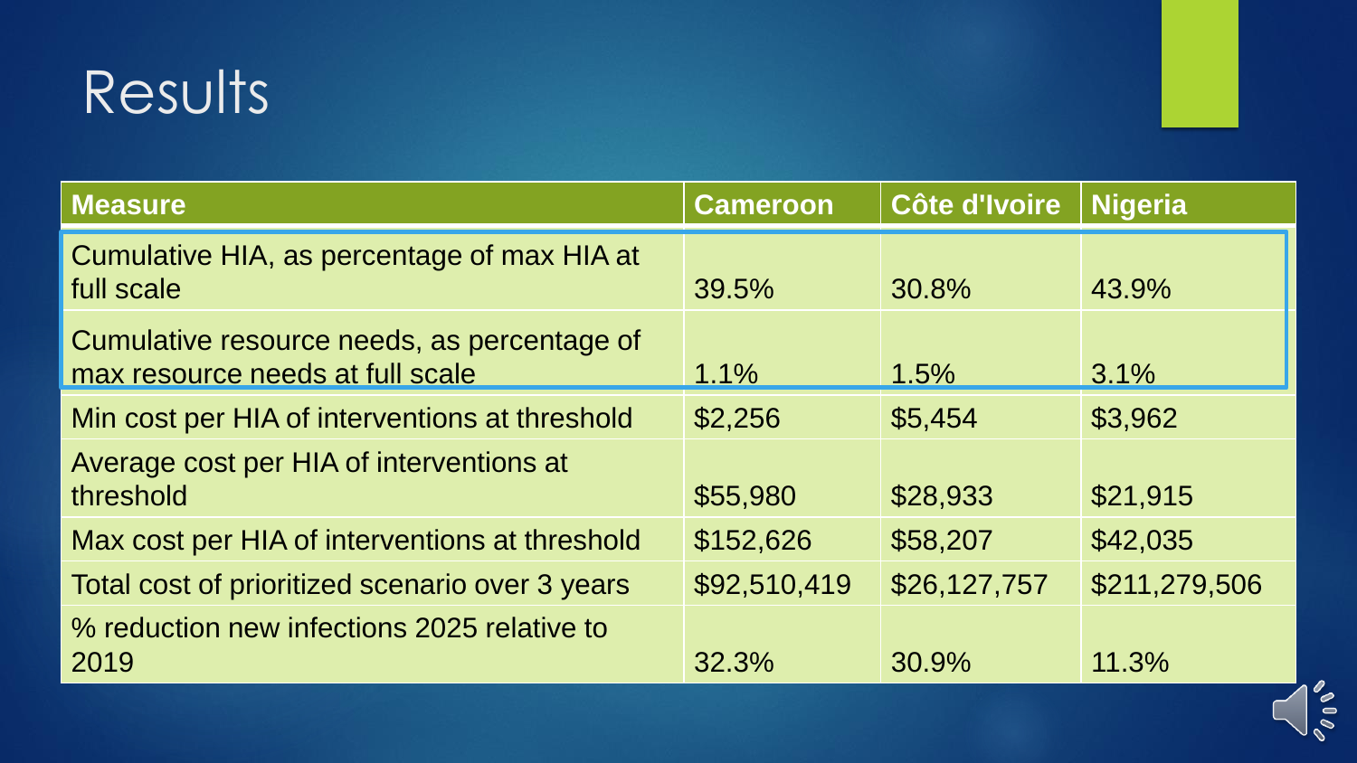# Results

| Measure | Cameroon | Côte d'Ivoire | Nigeria |
|---|---|---|---|
| Cumulative HIA, as percentage of max HIA at full scale | 39.5% | 30.8% | 43.9% |
| Cumulative resource needs, as percentage of max resource needs at full scale | 1.1% | 1.5% | 3.1% |
| Min cost per HIA of interventions at threshold | $2,256 | $5,454 | $3,962 |
| Average cost per HIA of interventions at threshold | $55,980 | $28,933 | $21,915 |
| Max cost per HIA of interventions at threshold | $152,626 | $58,207 | $42,035 |
| Total cost of prioritized scenario over 3 years | $92,510,419 | $26,127,757 | $211,279,506 |
| % reduction new infections 2025 relative to 2019 | 32.3% | 30.9% | 11.3% |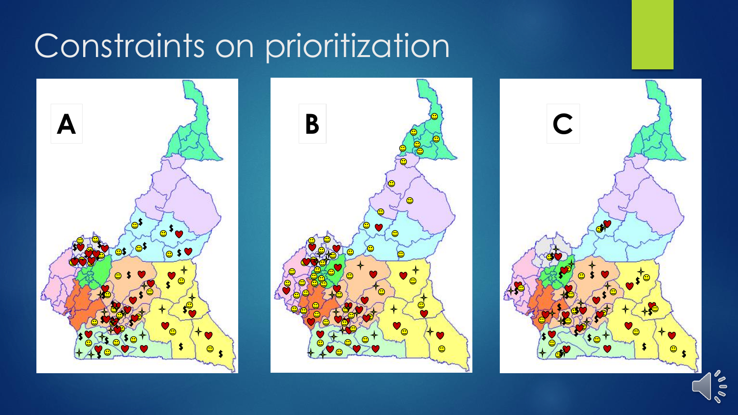# Constraints on prioritization

A

B

C